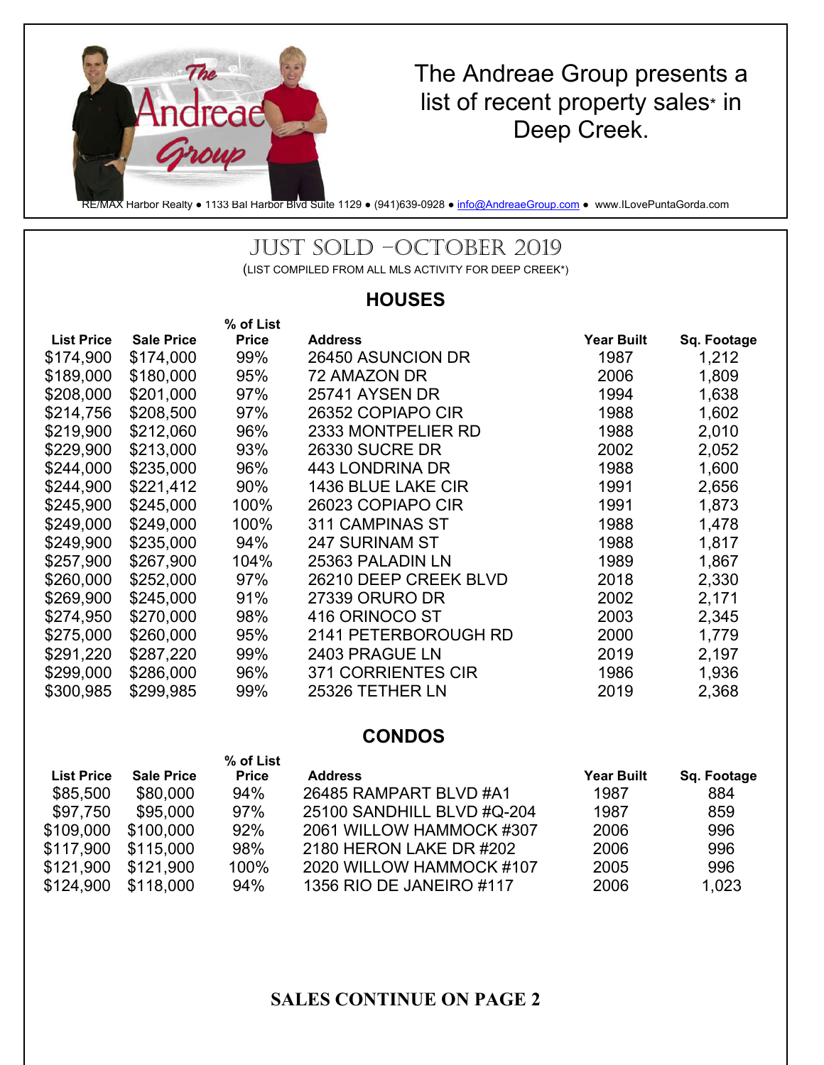The Andreae Group

The Andreae Group presents a list of recent property sales* in Deep Creek.

RE/MAX Harbor Realty ● 1133 Bal Harbor Blvd Suite 1129 ● (941)639-0928 ● info@AndreaeGroup.com ● www.ILovePuntaGorda.com

# JUST SOLD –OCTOBER 2019

(LIST COMPILED FROM ALL MLS ACTIVITY FOR DEEP CREEK*)

## HOUSES

| List Price | Sale Price | % of List Price | Address | Year Built | Sq. Footage |
|---|---|---|---|---|---|
| $174,900 | $174,000 | 99% | 26450 ASUNCION DR | 1987 | 1,212 |
| $189,000 | $180,000 | 95% | 72 AMAZON DR | 2006 | 1,809 |
| $208,000 | $201,000 | 97% | 25741 AYSEN DR | 1994 | 1,638 |
| $214,756 | $208,500 | 97% | 26352 COPIAPO CIR | 1988 | 1,602 |
| $219,900 | $212,060 | 96% | 2333 MONTPELIER RD | 1988 | 2,010 |
| $229,900 | $213,000 | 93% | 26330 SUCRE DR | 2002 | 2,052 |
| $244,000 | $235,000 | 96% | 443 LONDRINA DR | 1988 | 1,600 |
| $244,900 | $221,412 | 90% | 1436 BLUE LAKE CIR | 1991 | 2,656 |
| $245,900 | $245,000 | 100% | 26023 COPIAPO CIR | 1991 | 1,873 |
| $249,000 | $249,000 | 100% | 311 CAMPINAS ST | 1988 | 1,478 |
| $249,900 | $235,000 | 94% | 247 SURINAM ST | 1988 | 1,817 |
| $257,900 | $267,900 | 104% | 25363 PALADIN LN | 1989 | 1,867 |
| $260,000 | $252,000 | 97% | 26210 DEEP CREEK BLVD | 2018 | 2,330 |
| $269,900 | $245,000 | 91% | 27339 ORURO DR | 2002 | 2,171 |
| $274,950 | $270,000 | 98% | 416 ORINOCO ST | 2003 | 2,345 |
| $275,000 | $260,000 | 95% | 2141 PETERBOROUGH RD | 2000 | 1,779 |
| $291,220 | $287,220 | 99% | 2403 PRAGUE LN | 2019 | 2,197 |
| $299,000 | $286,000 | 96% | 371 CORRIENTES CIR | 1986 | 1,936 |
| $300,985 | $299,985 | 99% | 25326 TETHER LN | 2019 | 2,368 |

## CONDOS

| List Price | Sale Price | % of List Price | Address | Year Built | Sq. Footage |
|---|---|---|---|---|---|
| $85,500 | $80,000 | 94% | 26485 RAMPART BLVD #A1 | 1987 | 884 |
| $97,750 | $95,000 | 97% | 25100 SANDHILL BLVD #Q-204 | 1987 | 859 |
| $109,000 | $100,000 | 92% | 2061 WILLOW HAMMOCK #307 | 2006 | 996 |
| $117,900 | $115,000 | 98% | 2180 HERON LAKE DR #202 | 2006 | 996 |
| $121,900 | $121,900 | 100% | 2020 WILLOW HAMMOCK #107 | 2005 | 996 |
| $124,900 | $118,000 | 94% | 1356 RIO DE JANEIRO #117 | 2006 | 1,023 |

**SALES CONTINUE ON PAGE 2**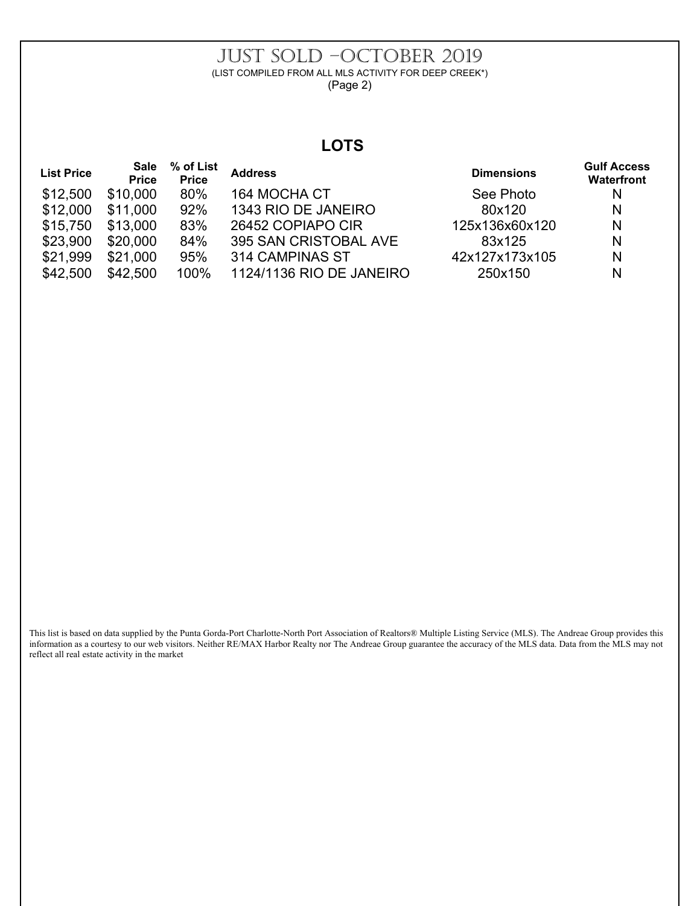# JUST SOLD –OCTOBER 2019

(LIST COMPILED FROM ALL MLS ACTIVITY FOR DEEP CREEK*)

(Page 2)

## LOTS

| List Price | Sale Price | % of List Price | Address | Dimensions | Gulf Access Waterfront |
|---|---|---|---|---|---|
| $12,500 | $10,000 | 80% | 164 MOCHA CT | See Photo | N |
| $12,000 | $11,000 | 92% | 1343 RIO DE JANEIRO | 80x120 | N |
| $15,750 | $13,000 | 83% | 26452 COPIAPO CIR | 125x136x60x120 | N |
| $23,900 | $20,000 | 84% | 395 SAN CRISTOBAL AVE | 83x125 | N |
| $21,999 | $21,000 | 95% | 314 CAMPINAS ST | 42x127x173x105 | N |
| $42,500 | $42,500 | 100% | 1124/1136 RIO DE JANEIRO | 250x150 | N |

This list is based on data supplied by the Punta Gorda-Port Charlotte-North Port Association of Realtors® Multiple Listing Service (MLS). The Andreae Group provides this information as a courtesy to our web visitors. Neither RE/MAX Harbor Realty nor The Andreae Group guarantee the accuracy of the MLS data. Data from the MLS may not reflect all real estate activity in the market